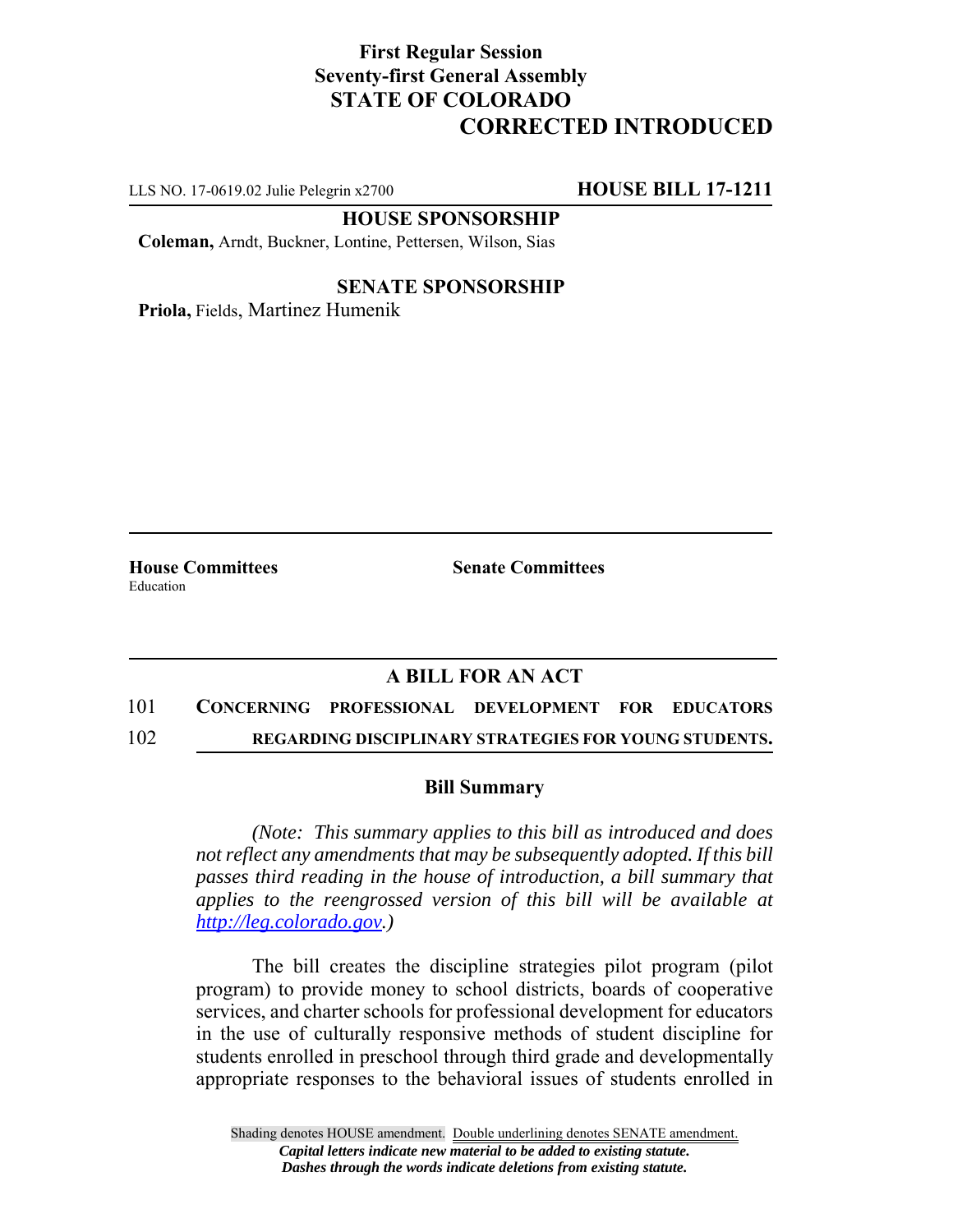**First Regular Session**
**Seventy-first General Assembly**
**STATE OF COLORADO**

# CORRECTED INTRODUCED

LLS NO. 17-0619.02 Julie Pelegrin x2700 **HOUSE BILL 17-1211**

**HOUSE SPONSORSHIP**

**Coleman,** Arndt, Buckner, Lontine, Pettersen, Wilson, Sias

**SENATE SPONSORSHIP**

**Priola,** Fields, Martinez Humenik

**House Committees**
Education

**Senate Committees**

## A BILL FOR AN ACT

101 **CONCERNING PROFESSIONAL DEVELOPMENT FOR EDUCATORS**
102 **REGARDING DISCIPLINARY STRATEGIES FOR YOUNG STUDENTS.**

### Bill Summary

*(Note: This summary applies to this bill as introduced and does not reflect any amendments that may be subsequently adopted. If this bill passes third reading in the house of introduction, a bill summary that applies to the reengrossed version of this bill will be available at http://leg.colorado.gov.)*

The bill creates the discipline strategies pilot program (pilot program) to provide money to school districts, boards of cooperative services, and charter schools for professional development for educators in the use of culturally responsive methods of student discipline for students enrolled in preschool through third grade and developmentally appropriate responses to the behavioral issues of students enrolled in

Shading denotes HOUSE amendment. Double underlining denotes SENATE amendment.
*Capital letters indicate new material to be added to existing statute.*
*Dashes through the words indicate deletions from existing statute.*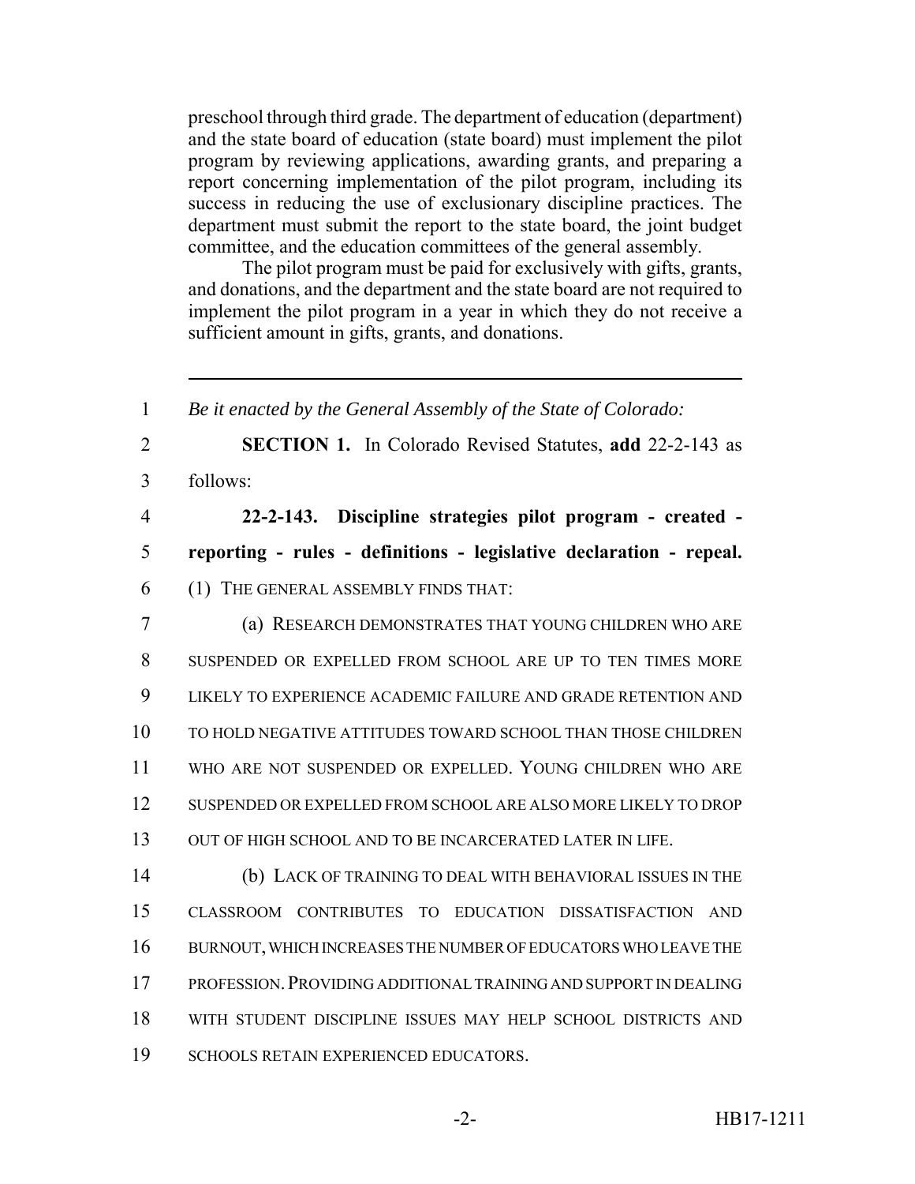preschool through third grade. The department of education (department) and the state board of education (state board) must implement the pilot program by reviewing applications, awarding grants, and preparing a report concerning implementation of the pilot program, including its success in reducing the use of exclusionary discipline practices. The department must submit the report to the state board, the joint budget committee, and the education committees of the general assembly.

The pilot program must be paid for exclusively with gifts, grants, and donations, and the department and the state board are not required to implement the pilot program in a year in which they do not receive a sufficient amount in gifts, grants, and donations.

---

1 *Be it enacted by the General Assembly of the State of Colorado:*

2 **SECTION 1.** In Colorado Revised Statutes, **add** 22-2-143 as
3 follows:

4 **22-2-143. Discipline strategies pilot program - created -**
5 **reporting - rules - definitions - legislative declaration - repeal.**
6 (1) THE GENERAL ASSEMBLY FINDS THAT:

7 (a) RESEARCH DEMONSTRATES THAT YOUNG CHILDREN WHO ARE
8 SUSPENDED OR EXPELLED FROM SCHOOL ARE UP TO TEN TIMES MORE
9 LIKELY TO EXPERIENCE ACADEMIC FAILURE AND GRADE RETENTION AND
10 TO HOLD NEGATIVE ATTITUDES TOWARD SCHOOL THAN THOSE CHILDREN
11 WHO ARE NOT SUSPENDED OR EXPELLED. YOUNG CHILDREN WHO ARE
12 SUSPENDED OR EXPELLED FROM SCHOOL ARE ALSO MORE LIKELY TO DROP
13 OUT OF HIGH SCHOOL AND TO BE INCARCERATED LATER IN LIFE.

14 (b) LACK OF TRAINING TO DEAL WITH BEHAVIORAL ISSUES IN THE
15 CLASSROOM CONTRIBUTES TO EDUCATION DISSATISFACTION AND
16 BURNOUT, WHICH INCREASES THE NUMBER OF EDUCATORS WHO LEAVE THE
17 PROFESSION. PROVIDING ADDITIONAL TRAINING AND SUPPORT IN DEALING
18 WITH STUDENT DISCIPLINE ISSUES MAY HELP SCHOOL DISTRICTS AND
19 SCHOOLS RETAIN EXPERIENCED EDUCATORS.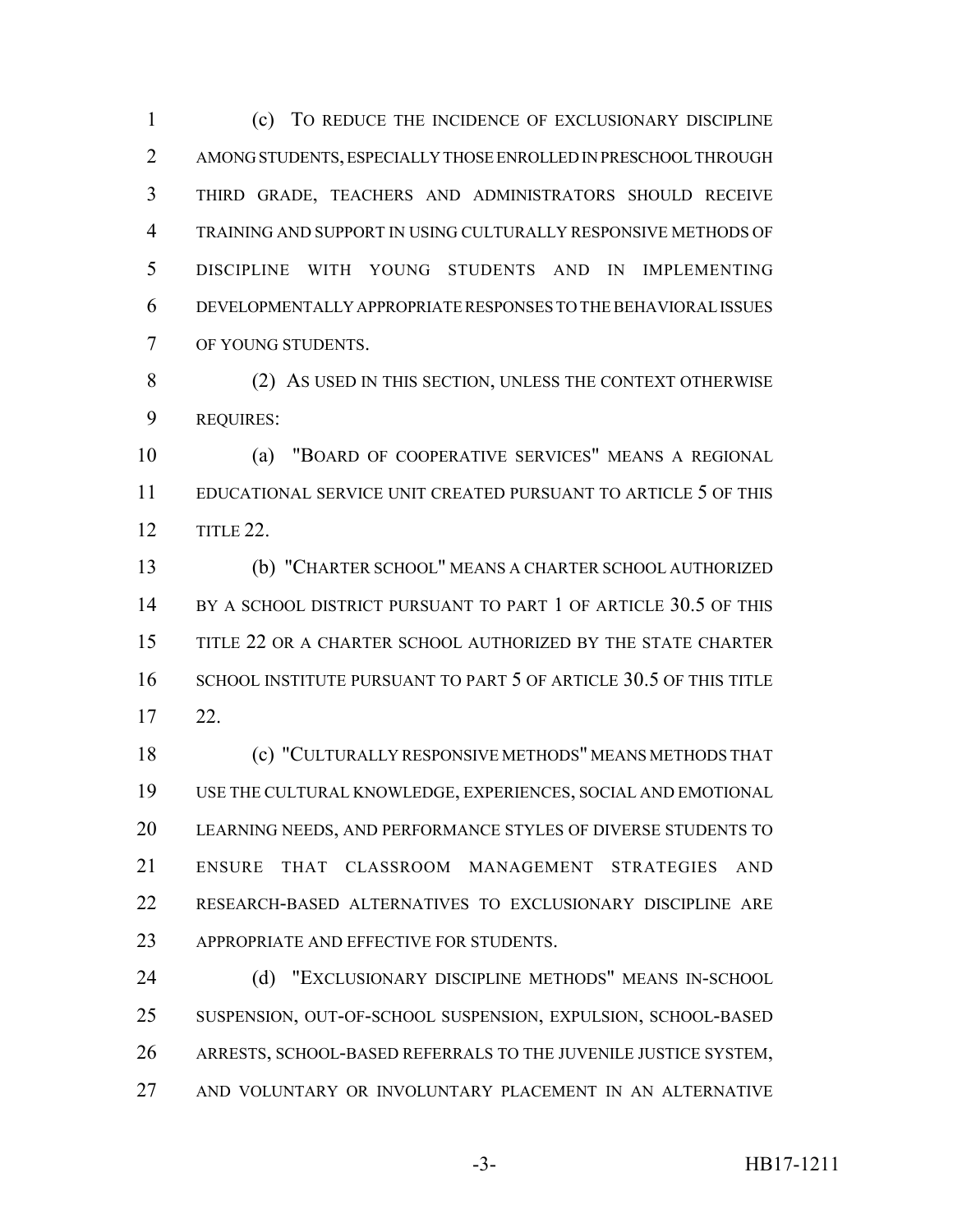(c) TO REDUCE THE INCIDENCE OF EXCLUSIONARY DISCIPLINE AMONG STUDENTS, ESPECIALLY THOSE ENROLLED IN PRESCHOOL THROUGH THIRD GRADE, TEACHERS AND ADMINISTRATORS SHOULD RECEIVE TRAINING AND SUPPORT IN USING CULTURALLY RESPONSIVE METHODS OF DISCIPLINE WITH YOUNG STUDENTS AND IN IMPLEMENTING DEVELOPMENTALLY APPROPRIATE RESPONSES TO THE BEHAVIORAL ISSUES OF YOUNG STUDENTS.

(2) AS USED IN THIS SECTION, UNLESS THE CONTEXT OTHERWISE REQUIRES:

(a) "BOARD OF COOPERATIVE SERVICES" MEANS A REGIONAL EDUCATIONAL SERVICE UNIT CREATED PURSUANT TO ARTICLE 5 OF THIS TITLE 22.

(b) "CHARTER SCHOOL" MEANS A CHARTER SCHOOL AUTHORIZED BY A SCHOOL DISTRICT PURSUANT TO PART 1 OF ARTICLE 30.5 OF THIS TITLE 22 OR A CHARTER SCHOOL AUTHORIZED BY THE STATE CHARTER SCHOOL INSTITUTE PURSUANT TO PART 5 OF ARTICLE 30.5 OF THIS TITLE 22.

(c) "CULTURALLY RESPONSIVE METHODS" MEANS METHODS THAT USE THE CULTURAL KNOWLEDGE, EXPERIENCES, SOCIAL AND EMOTIONAL LEARNING NEEDS, AND PERFORMANCE STYLES OF DIVERSE STUDENTS TO ENSURE THAT CLASSROOM MANAGEMENT STRATEGIES AND RESEARCH-BASED ALTERNATIVES TO EXCLUSIONARY DISCIPLINE ARE APPROPRIATE AND EFFECTIVE FOR STUDENTS.

(d) "EXCLUSIONARY DISCIPLINE METHODS" MEANS IN-SCHOOL SUSPENSION, OUT-OF-SCHOOL SUSPENSION, EXPULSION, SCHOOL-BASED ARRESTS, SCHOOL-BASED REFERRALS TO THE JUVENILE JUSTICE SYSTEM, AND VOLUNTARY OR INVOLUNTARY PLACEMENT IN AN ALTERNATIVE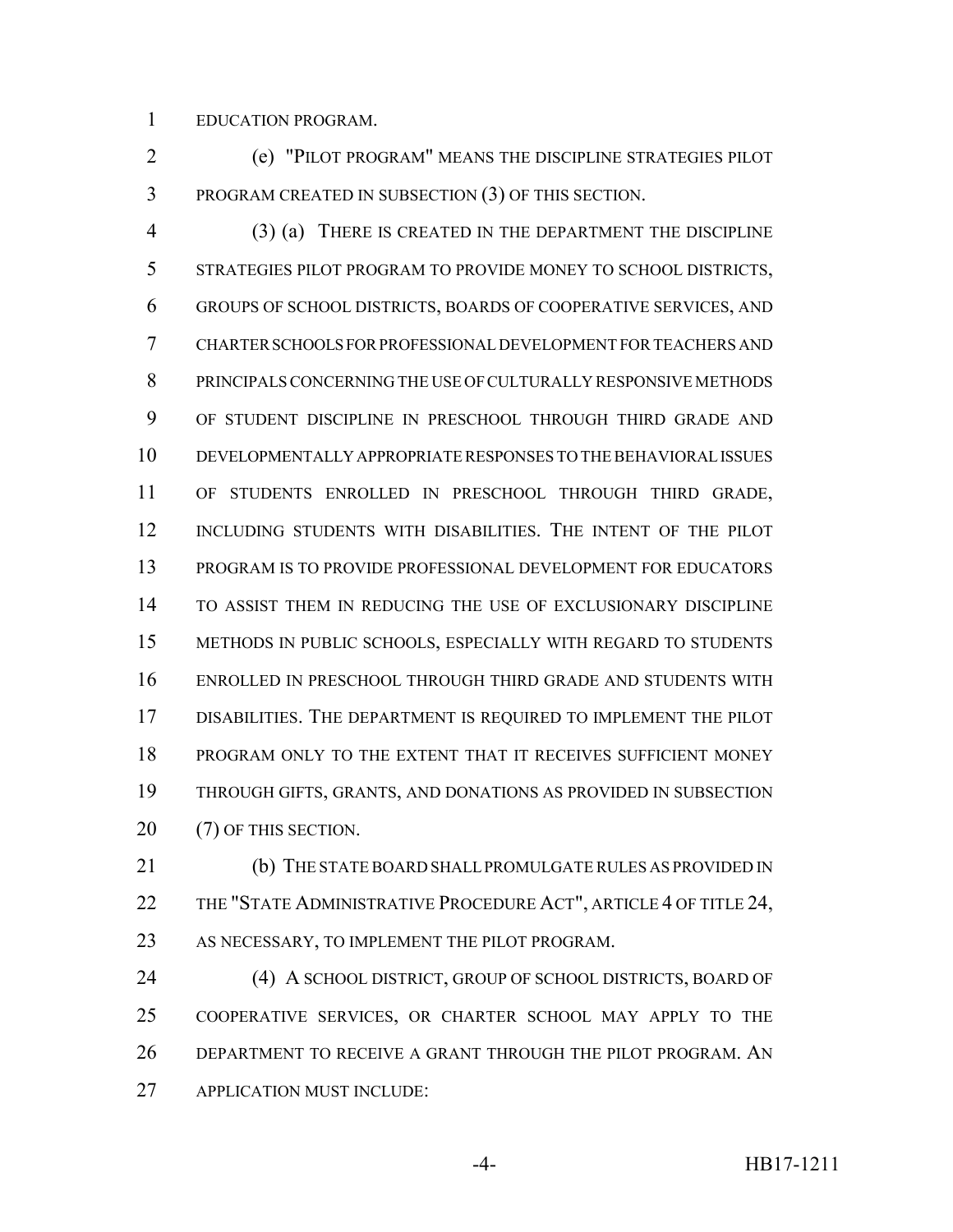EDUCATION PROGRAM.

(e) "PILOT PROGRAM" MEANS THE DISCIPLINE STRATEGIES PILOT PROGRAM CREATED IN SUBSECTION (3) OF THIS SECTION.

(3) (a) THERE IS CREATED IN THE DEPARTMENT THE DISCIPLINE STRATEGIES PILOT PROGRAM TO PROVIDE MONEY TO SCHOOL DISTRICTS, GROUPS OF SCHOOL DISTRICTS, BOARDS OF COOPERATIVE SERVICES, AND CHARTER SCHOOLS FOR PROFESSIONAL DEVELOPMENT FOR TEACHERS AND PRINCIPALS CONCERNING THE USE OF CULTURALLY RESPONSIVE METHODS OF STUDENT DISCIPLINE IN PRESCHOOL THROUGH THIRD GRADE AND DEVELOPMENTALLY APPROPRIATE RESPONSES TO THE BEHAVIORAL ISSUES OF STUDENTS ENROLLED IN PRESCHOOL THROUGH THIRD GRADE, INCLUDING STUDENTS WITH DISABILITIES. THE INTENT OF THE PILOT PROGRAM IS TO PROVIDE PROFESSIONAL DEVELOPMENT FOR EDUCATORS TO ASSIST THEM IN REDUCING THE USE OF EXCLUSIONARY DISCIPLINE METHODS IN PUBLIC SCHOOLS, ESPECIALLY WITH REGARD TO STUDENTS ENROLLED IN PRESCHOOL THROUGH THIRD GRADE AND STUDENTS WITH DISABILITIES. THE DEPARTMENT IS REQUIRED TO IMPLEMENT THE PILOT PROGRAM ONLY TO THE EXTENT THAT IT RECEIVES SUFFICIENT MONEY THROUGH GIFTS, GRANTS, AND DONATIONS AS PROVIDED IN SUBSECTION (7) OF THIS SECTION.

(b) THE STATE BOARD SHALL PROMULGATE RULES AS PROVIDED IN THE "STATE ADMINISTRATIVE PROCEDURE ACT", ARTICLE 4 OF TITLE 24, AS NECESSARY, TO IMPLEMENT THE PILOT PROGRAM.

(4) A SCHOOL DISTRICT, GROUP OF SCHOOL DISTRICTS, BOARD OF COOPERATIVE SERVICES, OR CHARTER SCHOOL MAY APPLY TO THE DEPARTMENT TO RECEIVE A GRANT THROUGH THE PILOT PROGRAM. AN APPLICATION MUST INCLUDE: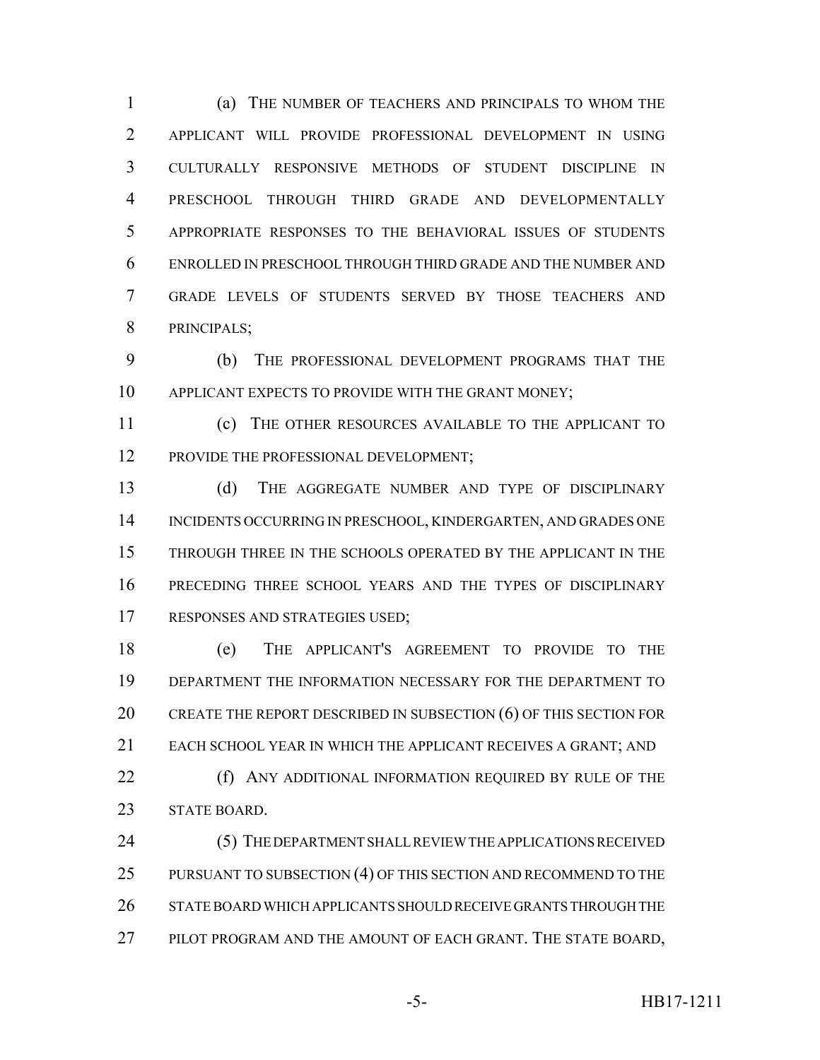(a) THE NUMBER OF TEACHERS AND PRINCIPALS TO WHOM THE APPLICANT WILL PROVIDE PROFESSIONAL DEVELOPMENT IN USING CULTURALLY RESPONSIVE METHODS OF STUDENT DISCIPLINE IN PRESCHOOL THROUGH THIRD GRADE AND DEVELOPMENTALLY APPROPRIATE RESPONSES TO THE BEHAVIORAL ISSUES OF STUDENTS ENROLLED IN PRESCHOOL THROUGH THIRD GRADE AND THE NUMBER AND GRADE LEVELS OF STUDENTS SERVED BY THOSE TEACHERS AND PRINCIPALS;

(b) THE PROFESSIONAL DEVELOPMENT PROGRAMS THAT THE APPLICANT EXPECTS TO PROVIDE WITH THE GRANT MONEY;

(c) THE OTHER RESOURCES AVAILABLE TO THE APPLICANT TO PROVIDE THE PROFESSIONAL DEVELOPMENT;

(d) THE AGGREGATE NUMBER AND TYPE OF DISCIPLINARY INCIDENTS OCCURRING IN PRESCHOOL, KINDERGARTEN, AND GRADES ONE THROUGH THREE IN THE SCHOOLS OPERATED BY THE APPLICANT IN THE PRECEDING THREE SCHOOL YEARS AND THE TYPES OF DISCIPLINARY RESPONSES AND STRATEGIES USED;

(e) THE APPLICANT'S AGREEMENT TO PROVIDE TO THE DEPARTMENT THE INFORMATION NECESSARY FOR THE DEPARTMENT TO CREATE THE REPORT DESCRIBED IN SUBSECTION (6) OF THIS SECTION FOR EACH SCHOOL YEAR IN WHICH THE APPLICANT RECEIVES A GRANT; AND

(f) ANY ADDITIONAL INFORMATION REQUIRED BY RULE OF THE STATE BOARD.

(5) THE DEPARTMENT SHALL REVIEW THE APPLICATIONS RECEIVED PURSUANT TO SUBSECTION (4) OF THIS SECTION AND RECOMMEND TO THE STATE BOARD WHICH APPLICANTS SHOULD RECEIVE GRANTS THROUGH THE PILOT PROGRAM AND THE AMOUNT OF EACH GRANT. THE STATE BOARD,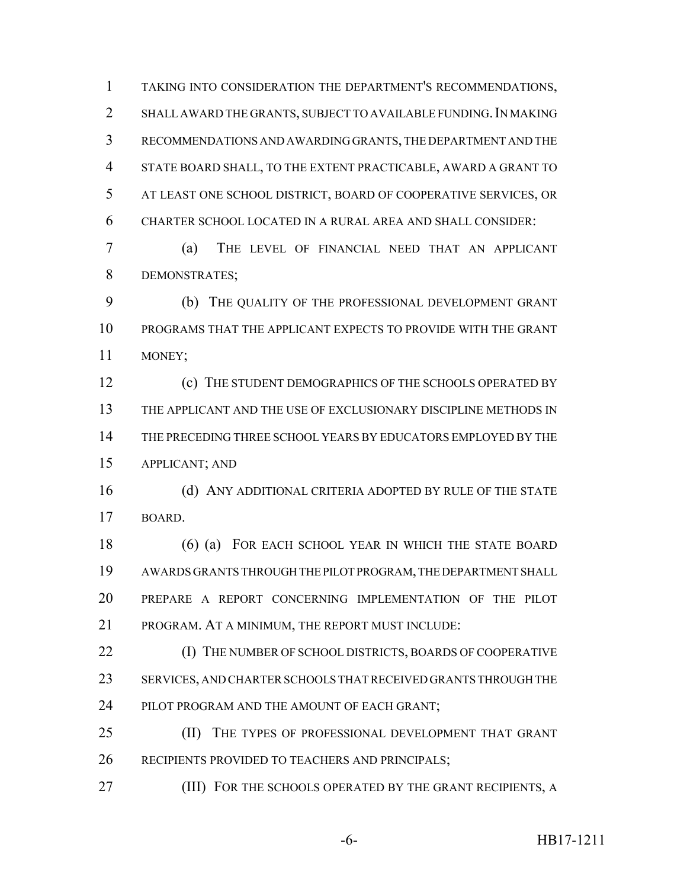TAKING INTO CONSIDERATION THE DEPARTMENT'S RECOMMENDATIONS, SHALL AWARD THE GRANTS, SUBJECT TO AVAILABLE FUNDING. IN MAKING RECOMMENDATIONS AND AWARDING GRANTS, THE DEPARTMENT AND THE STATE BOARD SHALL, TO THE EXTENT PRACTICABLE, AWARD A GRANT TO AT LEAST ONE SCHOOL DISTRICT, BOARD OF COOPERATIVE SERVICES, OR CHARTER SCHOOL LOCATED IN A RURAL AREA AND SHALL CONSIDER:

(a) THE LEVEL OF FINANCIAL NEED THAT AN APPLICANT DEMONSTRATES;

(b) THE QUALITY OF THE PROFESSIONAL DEVELOPMENT GRANT PROGRAMS THAT THE APPLICANT EXPECTS TO PROVIDE WITH THE GRANT MONEY;

(c) THE STUDENT DEMOGRAPHICS OF THE SCHOOLS OPERATED BY THE APPLICANT AND THE USE OF EXCLUSIONARY DISCIPLINE METHODS IN THE PRECEDING THREE SCHOOL YEARS BY EDUCATORS EMPLOYED BY THE APPLICANT; AND

(d) ANY ADDITIONAL CRITERIA ADOPTED BY RULE OF THE STATE BOARD.

(6) (a) FOR EACH SCHOOL YEAR IN WHICH THE STATE BOARD AWARDS GRANTS THROUGH THE PILOT PROGRAM, THE DEPARTMENT SHALL PREPARE A REPORT CONCERNING IMPLEMENTATION OF THE PILOT PROGRAM. AT A MINIMUM, THE REPORT MUST INCLUDE:

(I) THE NUMBER OF SCHOOL DISTRICTS, BOARDS OF COOPERATIVE SERVICES, AND CHARTER SCHOOLS THAT RECEIVED GRANTS THROUGH THE PILOT PROGRAM AND THE AMOUNT OF EACH GRANT;

(II) THE TYPES OF PROFESSIONAL DEVELOPMENT THAT GRANT RECIPIENTS PROVIDED TO TEACHERS AND PRINCIPALS;

(III) FOR THE SCHOOLS OPERATED BY THE GRANT RECIPIENTS, A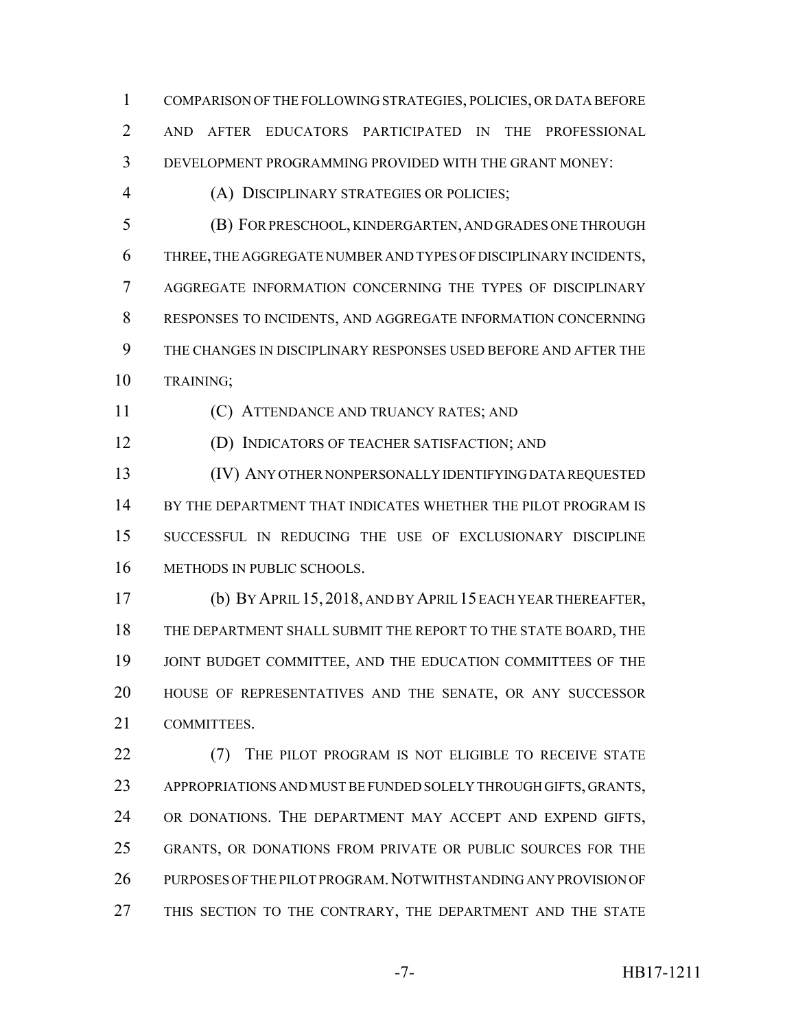COMPARISON OF THE FOLLOWING STRATEGIES, POLICIES, OR DATA BEFORE AND AFTER EDUCATORS PARTICIPATED IN THE PROFESSIONAL DEVELOPMENT PROGRAMMING PROVIDED WITH THE GRANT MONEY:

(A) DISCIPLINARY STRATEGIES OR POLICIES;

(B) FOR PRESCHOOL, KINDERGARTEN, AND GRADES ONE THROUGH THREE, THE AGGREGATE NUMBER AND TYPES OF DISCIPLINARY INCIDENTS, AGGREGATE INFORMATION CONCERNING THE TYPES OF DISCIPLINARY RESPONSES TO INCIDENTS, AND AGGREGATE INFORMATION CONCERNING THE CHANGES IN DISCIPLINARY RESPONSES USED BEFORE AND AFTER THE TRAINING;

(C) ATTENDANCE AND TRUANCY RATES; AND

(D) INDICATORS OF TEACHER SATISFACTION; AND

(IV) ANY OTHER NONPERSONALLY IDENTIFYING DATA REQUESTED BY THE DEPARTMENT THAT INDICATES WHETHER THE PILOT PROGRAM IS SUCCESSFUL IN REDUCING THE USE OF EXCLUSIONARY DISCIPLINE METHODS IN PUBLIC SCHOOLS.

(b) BY APRIL 15, 2018, AND BY APRIL 15 EACH YEAR THEREAFTER, THE DEPARTMENT SHALL SUBMIT THE REPORT TO THE STATE BOARD, THE JOINT BUDGET COMMITTEE, AND THE EDUCATION COMMITTEES OF THE HOUSE OF REPRESENTATIVES AND THE SENATE, OR ANY SUCCESSOR COMMITTEES.

(7) THE PILOT PROGRAM IS NOT ELIGIBLE TO RECEIVE STATE APPROPRIATIONS AND MUST BE FUNDED SOLELY THROUGH GIFTS, GRANTS, OR DONATIONS. THE DEPARTMENT MAY ACCEPT AND EXPEND GIFTS, GRANTS, OR DONATIONS FROM PRIVATE OR PUBLIC SOURCES FOR THE PURPOSES OF THE PILOT PROGRAM. NOTWITHSTANDING ANY PROVISION OF THIS SECTION TO THE CONTRARY, THE DEPARTMENT AND THE STATE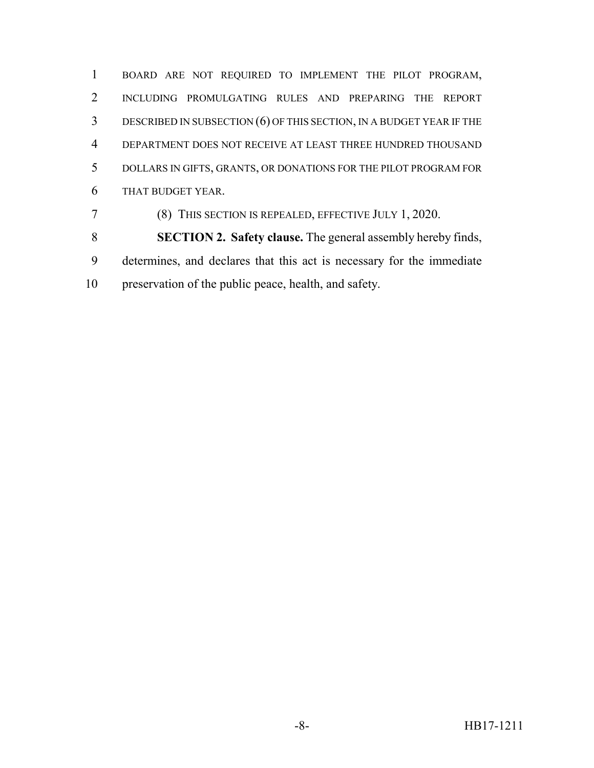BOARD ARE NOT REQUIRED TO IMPLEMENT THE PILOT PROGRAM, INCLUDING PROMULGATING RULES AND PREPARING THE REPORT DESCRIBED IN SUBSECTION (6) OF THIS SECTION, IN A BUDGET YEAR IF THE DEPARTMENT DOES NOT RECEIVE AT LEAST THREE HUNDRED THOUSAND DOLLARS IN GIFTS, GRANTS, OR DONATIONS FOR THE PILOT PROGRAM FOR THAT BUDGET YEAR.

(8) THIS SECTION IS REPEALED, EFFECTIVE JULY 1, 2020.

**SECTION 2. Safety clause.** The general assembly hereby finds, determines, and declares that this act is necessary for the immediate preservation of the public peace, health, and safety.